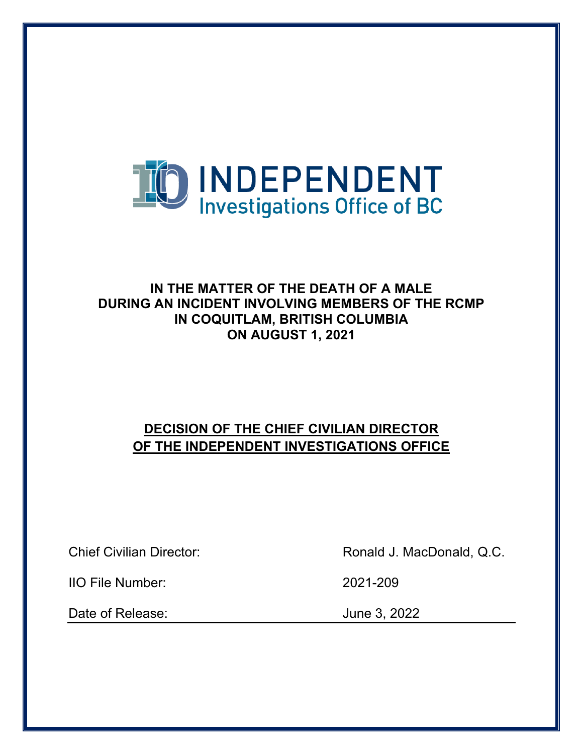INDEPENDENT
Investigations Office of BC

# IN THE MATTER OF THE DEATH OF A MALE DURING AN INCIDENT INVOLVING MEMBERS OF THE RCMP IN COQUITLAM, BRITISH COLUMBIA ON AUGUST 1, 2021

## DECISION OF THE CHIEF CIVILIAN DIRECTOR OF THE INDEPENDENT INVESTIGATIONS OFFICE

| | |
|---|---|
| Chief Civilian Director: | Ronald J. MacDonald, Q.C. |
| IIO File Number: | 2021-209 |
| Date of Release: | June 3, 2022 |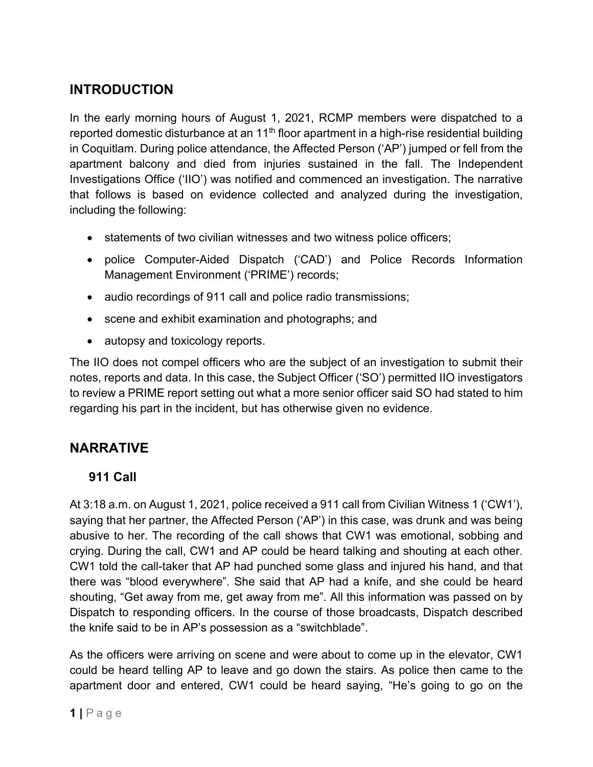## INTRODUCTION

In the early morning hours of August 1, 2021, RCMP members were dispatched to a reported domestic disturbance at an 11th floor apartment in a high-rise residential building in Coquitlam. During police attendance, the Affected Person ('AP') jumped or fell from the apartment balcony and died from injuries sustained in the fall. The Independent Investigations Office ('IIO') was notified and commenced an investigation. The narrative that follows is based on evidence collected and analyzed during the investigation, including the following:

- statements of two civilian witnesses and two witness police officers;
- police Computer-Aided Dispatch ('CAD') and Police Records Information Management Environment ('PRIME') records;
- audio recordings of 911 call and police radio transmissions;
- scene and exhibit examination and photographs; and
- autopsy and toxicology reports.

The IIO does not compel officers who are the subject of an investigation to submit their notes, reports and data. In this case, the Subject Officer ('SO') permitted IIO investigators to review a PRIME report setting out what a more senior officer said SO had stated to him regarding his part in the incident, but has otherwise given no evidence.

## NARRATIVE

### 911 Call

At 3:18 a.m. on August 1, 2021, police received a 911 call from Civilian Witness 1 ('CW1'), saying that her partner, the Affected Person ('AP') in this case, was drunk and was being abusive to her. The recording of the call shows that CW1 was emotional, sobbing and crying. During the call, CW1 and AP could be heard talking and shouting at each other. CW1 told the call-taker that AP had punched some glass and injured his hand, and that there was "blood everywhere". She said that AP had a knife, and she could be heard shouting, "Get away from me, get away from me". All this information was passed on by Dispatch to responding officers. In the course of those broadcasts, Dispatch described the knife said to be in AP's possession as a "switchblade".

As the officers were arriving on scene and were about to come up in the elevator, CW1 could be heard telling AP to leave and go down the stairs. As police then came to the apartment door and entered, CW1 could be heard saying, "He's going to go on the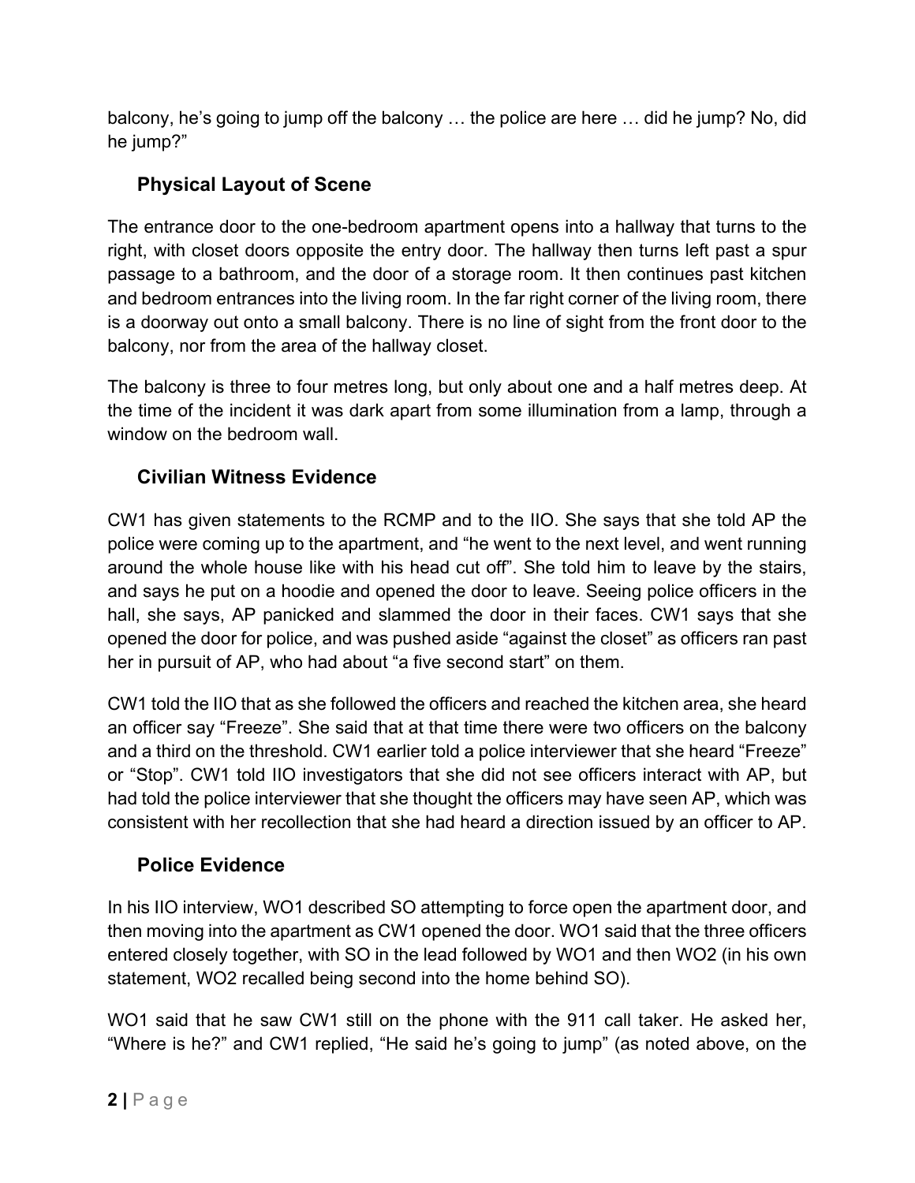balcony, he's going to jump off the balcony … the police are here … did he jump? No, did he jump?"

## Physical Layout of Scene

The entrance door to the one-bedroom apartment opens into a hallway that turns to the right, with closet doors opposite the entry door. The hallway then turns left past a spur passage to a bathroom, and the door of a storage room. It then continues past kitchen and bedroom entrances into the living room. In the far right corner of the living room, there is a doorway out onto a small balcony. There is no line of sight from the front door to the balcony, nor from the area of the hallway closet.

The balcony is three to four metres long, but only about one and a half metres deep. At the time of the incident it was dark apart from some illumination from a lamp, through a window on the bedroom wall.

## Civilian Witness Evidence

CW1 has given statements to the RCMP and to the IIO. She says that she told AP the police were coming up to the apartment, and "he went to the next level, and went running around the whole house like with his head cut off". She told him to leave by the stairs, and says he put on a hoodie and opened the door to leave. Seeing police officers in the hall, she says, AP panicked and slammed the door in their faces. CW1 says that she opened the door for police, and was pushed aside "against the closet" as officers ran past her in pursuit of AP, who had about "a five second start" on them.

CW1 told the IIO that as she followed the officers and reached the kitchen area, she heard an officer say "Freeze". She said that at that time there were two officers on the balcony and a third on the threshold. CW1 earlier told a police interviewer that she heard "Freeze" or "Stop". CW1 told IIO investigators that she did not see officers interact with AP, but had told the police interviewer that she thought the officers may have seen AP, which was consistent with her recollection that she had heard a direction issued by an officer to AP.

## Police Evidence

In his IIO interview, WO1 described SO attempting to force open the apartment door, and then moving into the apartment as CW1 opened the door. WO1 said that the three officers entered closely together, with SO in the lead followed by WO1 and then WO2 (in his own statement, WO2 recalled being second into the home behind SO).

WO1 said that he saw CW1 still on the phone with the 911 call taker. He asked her, "Where is he?" and CW1 replied, "He said he's going to jump" (as noted above, on the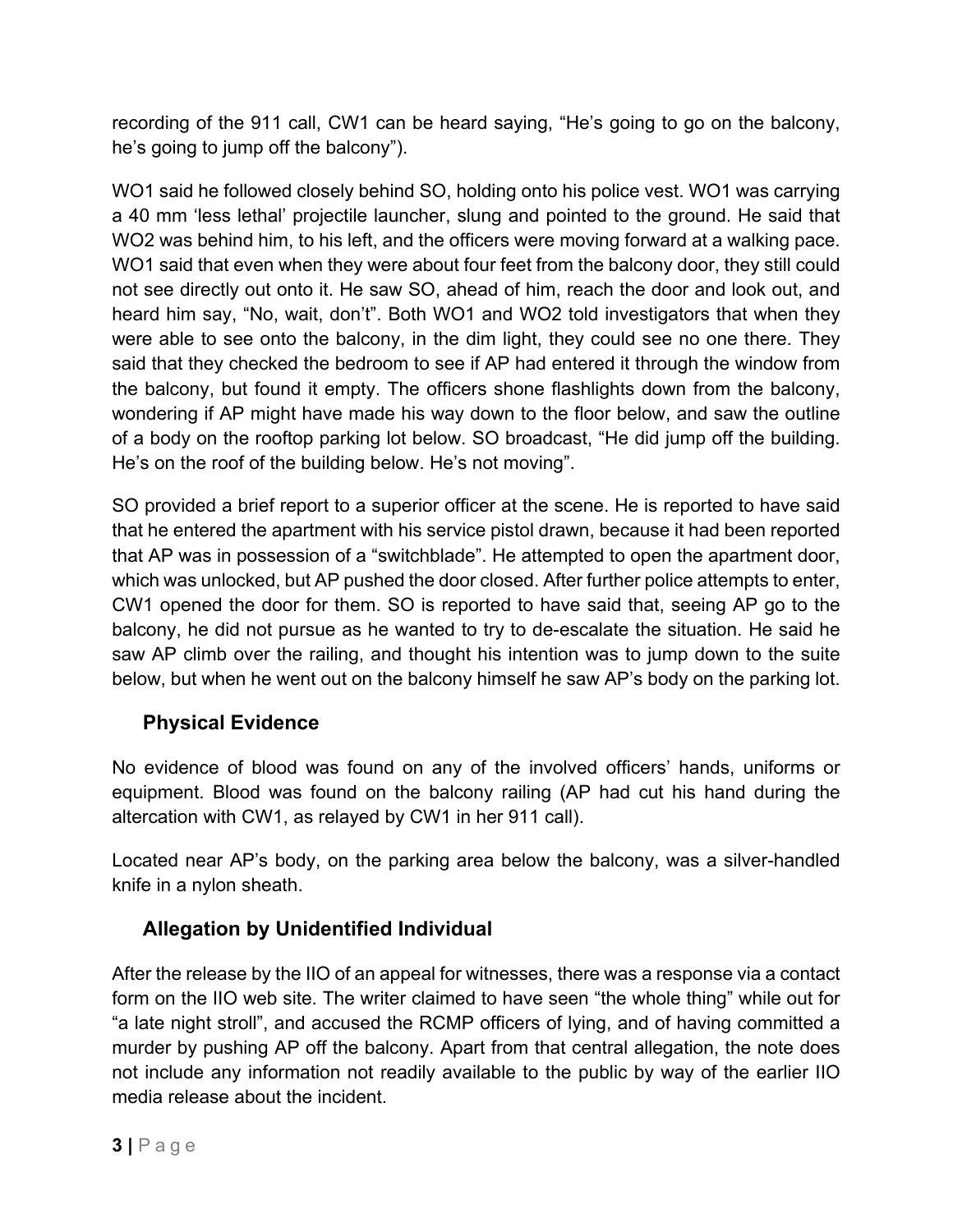recording of the 911 call, CW1 can be heard saying, “He’s going to go on the balcony, he’s going to jump off the balcony”).

WO1 said he followed closely behind SO, holding onto his police vest. WO1 was carrying a 40 mm ‘less lethal’ projectile launcher, slung and pointed to the ground. He said that WO2 was behind him, to his left, and the officers were moving forward at a walking pace. WO1 said that even when they were about four feet from the balcony door, they still could not see directly out onto it. He saw SO, ahead of him, reach the door and look out, and heard him say, “No, wait, don’t”. Both WO1 and WO2 told investigators that when they were able to see onto the balcony, in the dim light, they could see no one there. They said that they checked the bedroom to see if AP had entered it through the window from the balcony, but found it empty. The officers shone flashlights down from the balcony, wondering if AP might have made his way down to the floor below, and saw the outline of a body on the rooftop parking lot below. SO broadcast, “He did jump off the building. He’s on the roof of the building below. He’s not moving”.

SO provided a brief report to a superior officer at the scene. He is reported to have said that he entered the apartment with his service pistol drawn, because it had been reported that AP was in possession of a “switchblade”. He attempted to open the apartment door, which was unlocked, but AP pushed the door closed. After further police attempts to enter, CW1 opened the door for them. SO is reported to have said that, seeing AP go to the balcony, he did not pursue as he wanted to try to de-escalate the situation. He said he saw AP climb over the railing, and thought his intention was to jump down to the suite below, but when he went out on the balcony himself he saw AP’s body on the parking lot.

### Physical Evidence

No evidence of blood was found on any of the involved officers’ hands, uniforms or equipment. Blood was found on the balcony railing (AP had cut his hand during the altercation with CW1, as relayed by CW1 in her 911 call).

Located near AP’s body, on the parking area below the balcony, was a silver-handled knife in a nylon sheath.

### Allegation by Unidentified Individual

After the release by the IIO of an appeal for witnesses, there was a response via a contact form on the IIO web site. The writer claimed to have seen “the whole thing” while out for “a late night stroll”, and accused the RCMP officers of lying, and of having committed a murder by pushing AP off the balcony. Apart from that central allegation, the note does not include any information not readily available to the public by way of the earlier IIO media release about the incident.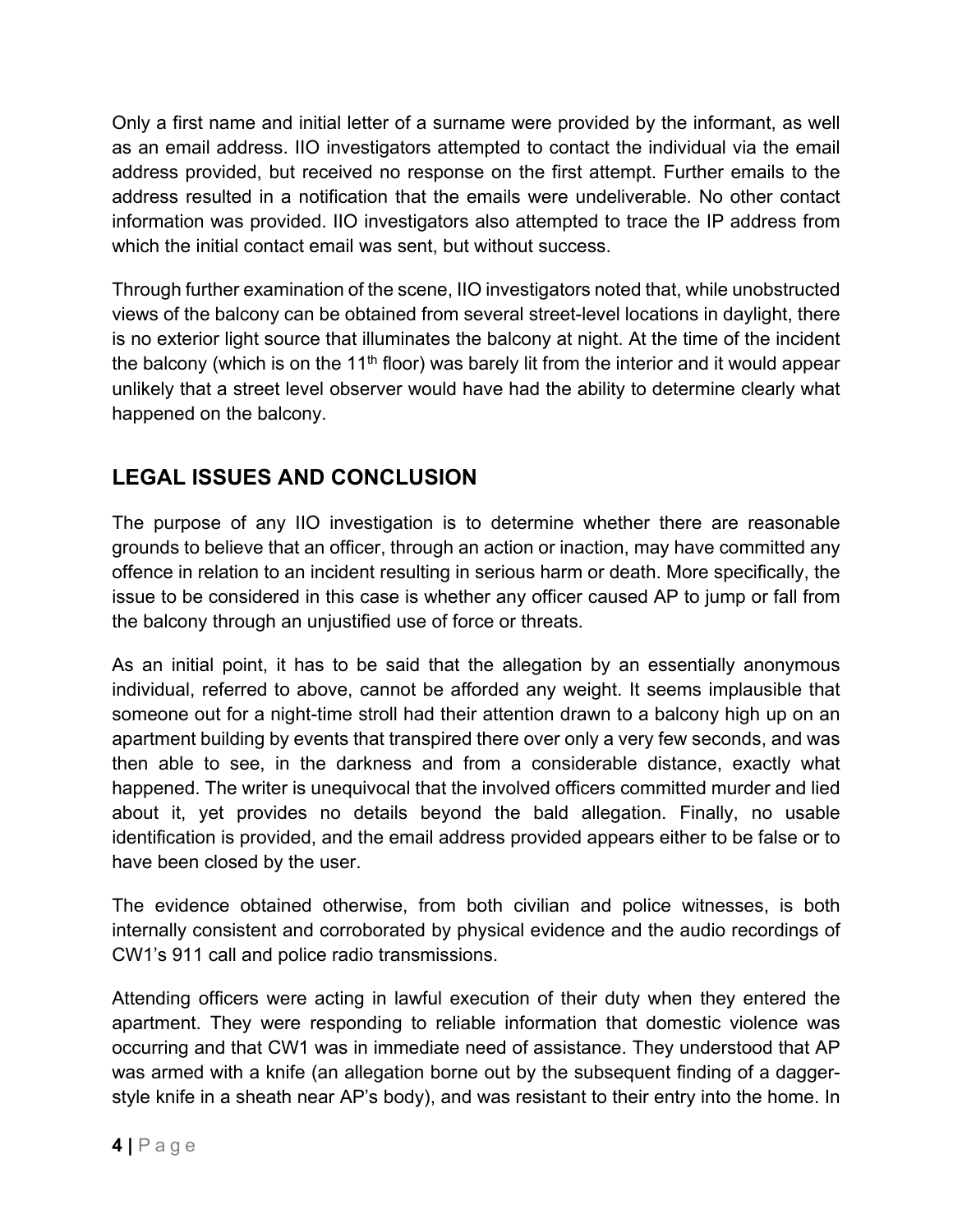Only a first name and initial letter of a surname were provided by the informant, as well as an email address. IIO investigators attempted to contact the individual via the email address provided, but received no response on the first attempt. Further emails to the address resulted in a notification that the emails were undeliverable. No other contact information was provided. IIO investigators also attempted to trace the IP address from which the initial contact email was sent, but without success.

Through further examination of the scene, IIO investigators noted that, while unobstructed views of the balcony can be obtained from several street-level locations in daylight, there is no exterior light source that illuminates the balcony at night. At the time of the incident the balcony (which is on the 11th floor) was barely lit from the interior and it would appear unlikely that a street level observer would have had the ability to determine clearly what happened on the balcony.

## LEGAL ISSUES AND CONCLUSION

The purpose of any IIO investigation is to determine whether there are reasonable grounds to believe that an officer, through an action or inaction, may have committed any offence in relation to an incident resulting in serious harm or death. More specifically, the issue to be considered in this case is whether any officer caused AP to jump or fall from the balcony through an unjustified use of force or threats.

As an initial point, it has to be said that the allegation by an essentially anonymous individual, referred to above, cannot be afforded any weight. It seems implausible that someone out for a night-time stroll had their attention drawn to a balcony high up on an apartment building by events that transpired there over only a very few seconds, and was then able to see, in the darkness and from a considerable distance, exactly what happened. The writer is unequivocal that the involved officers committed murder and lied about it, yet provides no details beyond the bald allegation. Finally, no usable identification is provided, and the email address provided appears either to be false or to have been closed by the user.

The evidence obtained otherwise, from both civilian and police witnesses, is both internally consistent and corroborated by physical evidence and the audio recordings of CW1's 911 call and police radio transmissions.

Attending officers were acting in lawful execution of their duty when they entered the apartment. They were responding to reliable information that domestic violence was occurring and that CW1 was in immediate need of assistance. They understood that AP was armed with a knife (an allegation borne out by the subsequent finding of a dagger-style knife in a sheath near AP's body), and was resistant to their entry into the home. In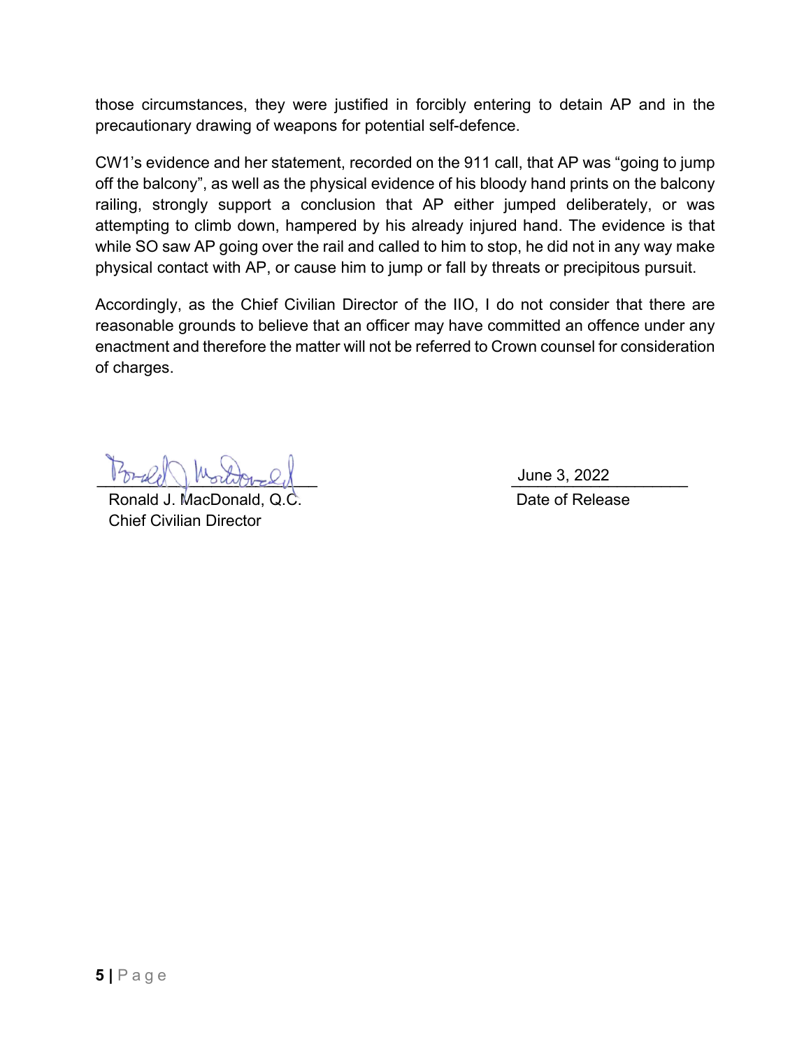those circumstances, they were justified in forcibly entering to detain AP and in the precautionary drawing of weapons for potential self-defence.

CW1's evidence and her statement, recorded on the 911 call, that AP was "going to jump off the balcony", as well as the physical evidence of his bloody hand prints on the balcony railing, strongly support a conclusion that AP either jumped deliberately, or was attempting to climb down, hampered by his already injured hand. The evidence is that while SO saw AP going over the rail and called to him to stop, he did not in any way make physical contact with AP, or cause him to jump or fall by threats or precipitous pursuit.

Accordingly, as the Chief Civilian Director of the IIO, I do not consider that there are reasonable grounds to believe that an officer may have committed an offence under any enactment and therefore the matter will not be referred to Crown counsel for consideration of charges.

Ronald J. MacDonald, Q.C.
Chief Civilian Director

June 3, 2022
Date of Release